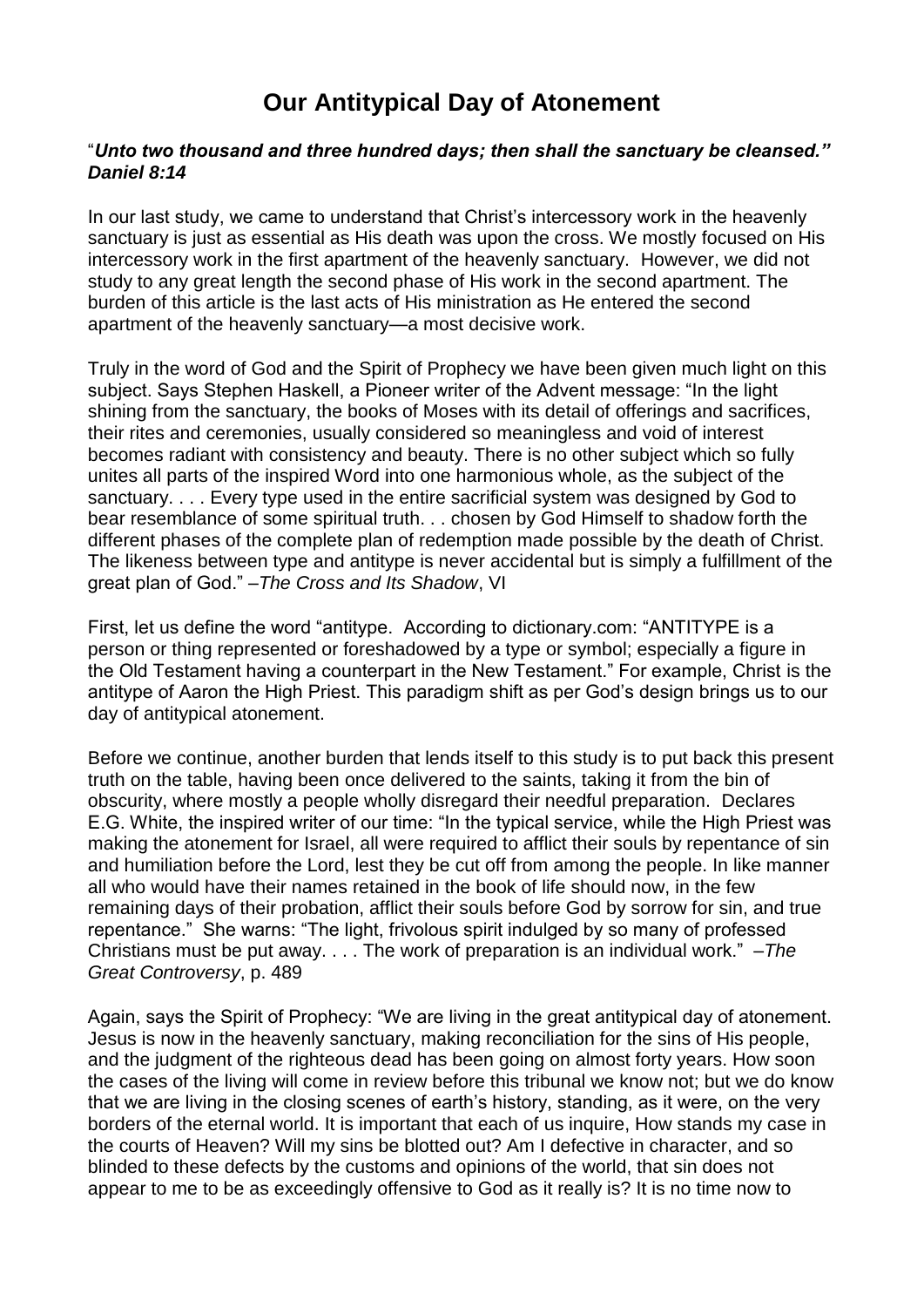# Our Antitypical Day of Atonement

"***Unto two thousand and three hundred days; then shall the sanctuary be cleansed." Daniel 8:14***

In our last study, we came to understand that Christ's intercessory work in the heavenly sanctuary is just as essential as His death was upon the cross. We mostly focused on His intercessory work in the first apartment of the heavenly sanctuary. However, we did not study to any great length the second phase of His work in the second apartment. The burden of this article is the last acts of His ministration as He entered the second apartment of the heavenly sanctuary—a most decisive work.

Truly in the word of God and the Spirit of Prophecy we have been given much light on this subject. Says Stephen Haskell, a Pioneer writer of the Advent message: "In the light shining from the sanctuary, the books of Moses with its detail of offerings and sacrifices, their rites and ceremonies, usually considered so meaningless and void of interest becomes radiant with consistency and beauty. There is no other subject which so fully unites all parts of the inspired Word into one harmonious whole, as the subject of the sanctuary. . . . Every type used in the entire sacrificial system was designed by God to bear resemblance of some spiritual truth. . . chosen by God Himself to shadow forth the different phases of the complete plan of redemption made possible by the death of Christ. The likeness between type and antitype is never accidental but is simply a fulfillment of the great plan of God." –*The Cross and Its Shadow*, VI

First, let us define the word "antitype. According to dictionary.com: "ANTITYPE is a person or thing represented or foreshadowed by a type or symbol; especially a figure in the Old Testament having a counterpart in the New Testament." For example, Christ is the antitype of Aaron the High Priest. This paradigm shift as per God's design brings us to our day of antitypical atonement.

Before we continue, another burden that lends itself to this study is to put back this present truth on the table, having been once delivered to the saints, taking it from the bin of obscurity, where mostly a people wholly disregard their needful preparation. Declares E.G. White, the inspired writer of our time: "In the typical service, while the High Priest was making the atonement for Israel, all were required to afflict their souls by repentance of sin and humiliation before the Lord, lest they be cut off from among the people. In like manner all who would have their names retained in the book of life should now, in the few remaining days of their probation, afflict their souls before God by sorrow for sin, and true repentance." She warns: "The light, frivolous spirit indulged by so many of professed Christians must be put away. . . . The work of preparation is an individual work." –*The Great Controversy*, p. 489

Again, says the Spirit of Prophecy: "We are living in the great antitypical day of atonement. Jesus is now in the heavenly sanctuary, making reconciliation for the sins of His people, and the judgment of the righteous dead has been going on almost forty years. How soon the cases of the living will come in review before this tribunal we know not; but we do know that we are living in the closing scenes of earth's history, standing, as it were, on the very borders of the eternal world. It is important that each of us inquire, How stands my case in the courts of Heaven? Will my sins be blotted out? Am I defective in character, and so blinded to these defects by the customs and opinions of the world, that sin does not appear to me to be as exceedingly offensive to God as it really is? It is no time now to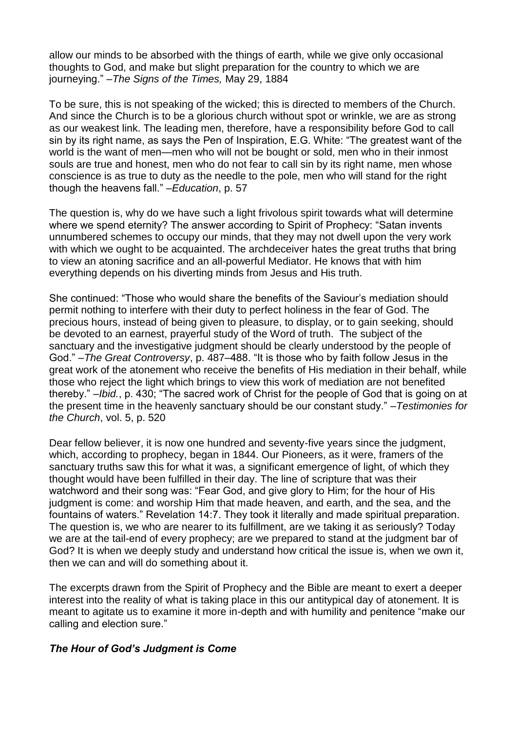allow our minds to be absorbed with the things of earth, while we give only occasional thoughts to God, and make but slight preparation for the country to which we are journeying." –*The Signs of the Times,* May 29, 1884

To be sure, this is not speaking of the wicked; this is directed to members of the Church. And since the Church is to be a glorious church without spot or wrinkle, we are as strong as our weakest link. The leading men, therefore, have a responsibility before God to call sin by its right name, as says the Pen of Inspiration, E.G. White: "The greatest want of the world is the want of men—men who will not be bought or sold, men who in their inmost souls are true and honest, men who do not fear to call sin by its right name, men whose conscience is as true to duty as the needle to the pole, men who will stand for the right though the heavens fall." –*Education*, p. 57

The question is, why do we have such a light frivolous spirit towards what will determine where we spend eternity? The answer according to Spirit of Prophecy: "Satan invents unnumbered schemes to occupy our minds, that they may not dwell upon the very work with which we ought to be acquainted. The archdeceiver hates the great truths that bring to view an atoning sacrifice and an all-powerful Mediator. He knows that with him everything depends on his diverting minds from Jesus and His truth.

She continued: "Those who would share the benefits of the Saviour's mediation should permit nothing to interfere with their duty to perfect holiness in the fear of God. The precious hours, instead of being given to pleasure, to display, or to gain seeking, should be devoted to an earnest, prayerful study of the Word of truth. The subject of the sanctuary and the investigative judgment should be clearly understood by the people of God." –*The Great Controversy*, p. 487–488. "It is those who by faith follow Jesus in the great work of the atonement who receive the benefits of His mediation in their behalf, while those who reject the light which brings to view this work of mediation are not benefited thereby." –*Ibid.*, p. 430; "The sacred work of Christ for the people of God that is going on at the present time in the heavenly sanctuary should be our constant study." –*Testimonies for the Church*, vol. 5, p. 520

Dear fellow believer, it is now one hundred and seventy-five years since the judgment, which, according to prophecy, began in 1844. Our Pioneers, as it were, framers of the sanctuary truths saw this for what it was, a significant emergence of light, of which they thought would have been fulfilled in their day. The line of scripture that was their watchword and their song was: "Fear God, and give glory to Him; for the hour of His judgment is come: and worship Him that made heaven, and earth, and the sea, and the fountains of waters." Revelation 14:7. They took it literally and made spiritual preparation. The question is, we who are nearer to its fulfillment, are we taking it as seriously? Today we are at the tail-end of every prophecy; are we prepared to stand at the judgment bar of God? It is when we deeply study and understand how critical the issue is, when we own it, then we can and will do something about it.

The excerpts drawn from the Spirit of Prophecy and the Bible are meant to exert a deeper interest into the reality of what is taking place in this our antitypical day of atonement. It is meant to agitate us to examine it more in-depth and with humility and penitence "make our calling and election sure."

***The Hour of God's Judgment is Come***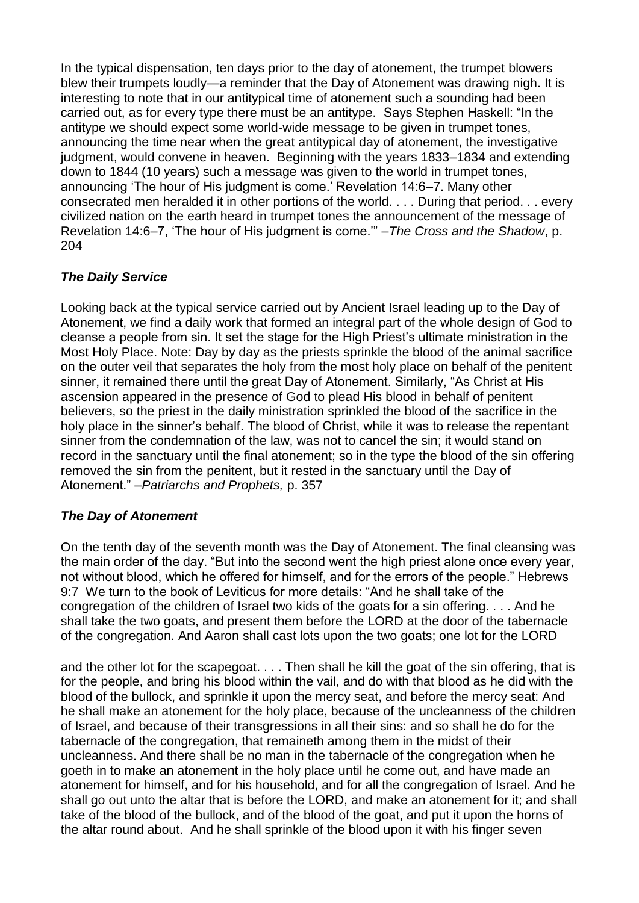In the typical dispensation, ten days prior to the day of atonement, the trumpet blowers blew their trumpets loudly—a reminder that the Day of Atonement was drawing nigh. It is interesting to note that in our antitypical time of atonement such a sounding had been carried out, as for every type there must be an antitype. Says Stephen Haskell: "In the antitype we should expect some world-wide message to be given in trumpet tones, announcing the time near when the great antitypical day of atonement, the investigative judgment, would convene in heaven. Beginning with the years 1833–1834 and extending down to 1844 (10 years) such a message was given to the world in trumpet tones, announcing 'The hour of His judgment is come.' Revelation 14:6–7. Many other consecrated men heralded it in other portions of the world. . . . During that period. . . every civilized nation on the earth heard in trumpet tones the announcement of the message of Revelation 14:6–7, 'The hour of His judgment is come.'" –*The Cross and the Shadow*, p. 204

### ***The Daily Service***

Looking back at the typical service carried out by Ancient Israel leading up to the Day of Atonement, we find a daily work that formed an integral part of the whole design of God to cleanse a people from sin. It set the stage for the High Priest's ultimate ministration in the Most Holy Place. Note: Day by day as the priests sprinkle the blood of the animal sacrifice on the outer veil that separates the holy from the most holy place on behalf of the penitent sinner, it remained there until the great Day of Atonement. Similarly, "As Christ at His ascension appeared in the presence of God to plead His blood in behalf of penitent believers, so the priest in the daily ministration sprinkled the blood of the sacrifice in the holy place in the sinner's behalf. The blood of Christ, while it was to release the repentant sinner from the condemnation of the law, was not to cancel the sin; it would stand on record in the sanctuary until the final atonement; so in the type the blood of the sin offering removed the sin from the penitent, but it rested in the sanctuary until the Day of Atonement." –*Patriarchs and Prophets,* p. 357

### ***The Day of Atonement***

On the tenth day of the seventh month was the Day of Atonement. The final cleansing was the main order of the day. "But into the second went the high priest alone once every year, not without blood, which he offered for himself, and for the errors of the people." Hebrews 9:7 We turn to the book of Leviticus for more details: "And he shall take of the congregation of the children of Israel two kids of the goats for a sin offering. . . . And he shall take the two goats, and present them before the LORD at the door of the tabernacle of the congregation. And Aaron shall cast lots upon the two goats; one lot for the LORD and the other lot for the scapegoat. . . . Then shall he kill the goat of the sin offering, that is for the people, and bring his blood within the vail, and do with that blood as he did with the blood of the bullock, and sprinkle it upon the mercy seat, and before the mercy seat: And he shall make an atonement for the holy place, because of the uncleanness of the children of Israel, and because of their transgressions in all their sins: and so shall he do for the tabernacle of the congregation, that remaineth among them in the midst of their uncleanness. And there shall be no man in the tabernacle of the congregation when he goeth in to make an atonement in the holy place until he come out, and have made an atonement for himself, and for his household, and for all the congregation of Israel. And he shall go out unto the altar that is before the LORD, and make an atonement for it; and shall take of the blood of the bullock, and of the blood of the goat, and put it upon the horns of the altar round about. And he shall sprinkle of the blood upon it with his finger seven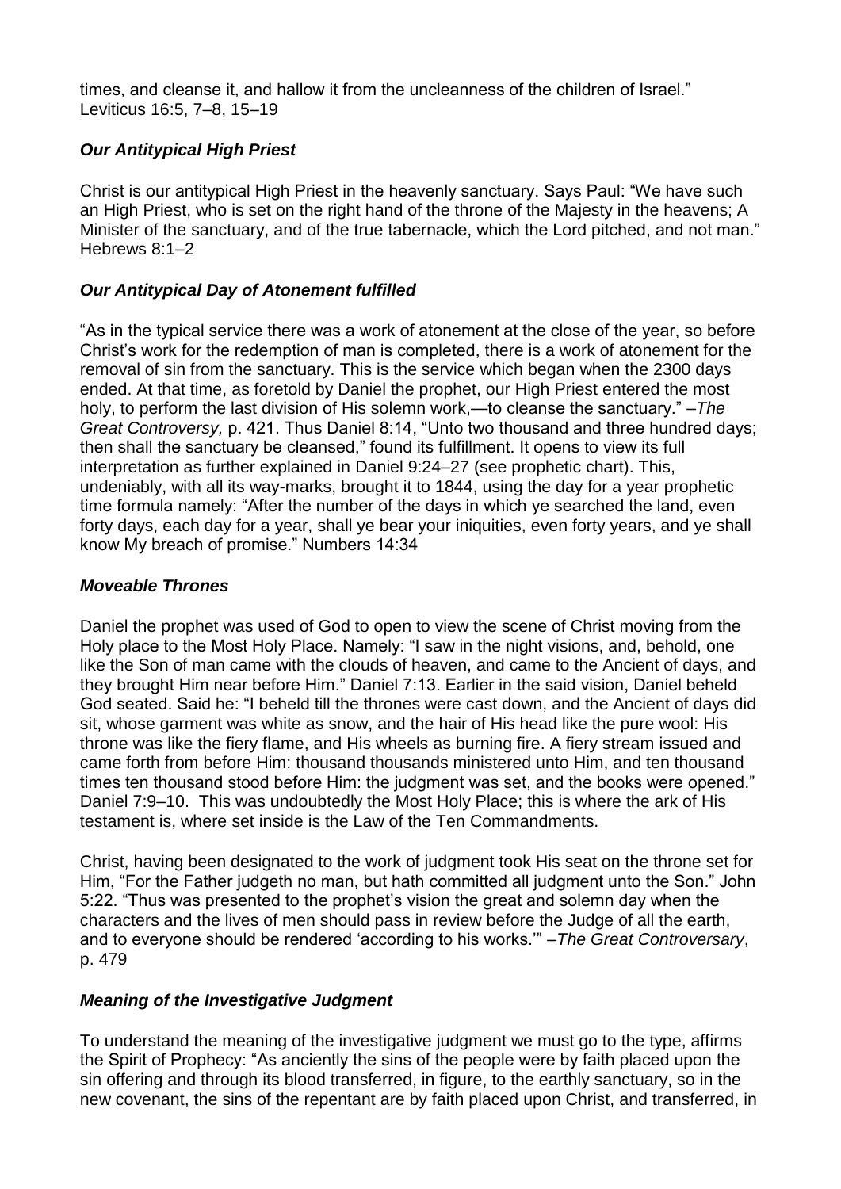times, and cleanse it, and hallow it from the uncleanness of the children of Israel." Leviticus 16:5, 7–8, 15–19

### *Our Antitypical High Priest*

Christ is our antitypical High Priest in the heavenly sanctuary. Says Paul: "We have such an High Priest, who is set on the right hand of the throne of the Majesty in the heavens; A Minister of the sanctuary, and of the true tabernacle, which the Lord pitched, and not man." Hebrews 8:1–2

### *Our Antitypical Day of Atonement fulfilled*

"As in the typical service there was a work of atonement at the close of the year, so before Christ's work for the redemption of man is completed, there is a work of atonement for the removal of sin from the sanctuary. This is the service which began when the 2300 days ended. At that time, as foretold by Daniel the prophet, our High Priest entered the most holy, to perform the last division of His solemn work,—to cleanse the sanctuary." –*The Great Controversy,* p. 421. Thus Daniel 8:14, "Unto two thousand and three hundred days; then shall the sanctuary be cleansed," found its fulfillment. It opens to view its full interpretation as further explained in Daniel 9:24–27 (see prophetic chart). This, undeniably, with all its way-marks, brought it to 1844, using the day for a year prophetic time formula namely: "After the number of the days in which ye searched the land, even forty days, each day for a year, shall ye bear your iniquities, even forty years, and ye shall know My breach of promise." Numbers 14:34

### *Moveable Thrones*

Daniel the prophet was used of God to open to view the scene of Christ moving from the Holy place to the Most Holy Place. Namely: "I saw in the night visions, and, behold, one like the Son of man came with the clouds of heaven, and came to the Ancient of days, and they brought Him near before Him." Daniel 7:13. Earlier in the said vision, Daniel beheld God seated. Said he: "I beheld till the thrones were cast down, and the Ancient of days did sit, whose garment was white as snow, and the hair of His head like the pure wool: His throne was like the fiery flame, and His wheels as burning fire. A fiery stream issued and came forth from before Him: thousand thousands ministered unto Him, and ten thousand times ten thousand stood before Him: the judgment was set, and the books were opened." Daniel 7:9–10. This was undoubtedly the Most Holy Place; this is where the ark of His testament is, where set inside is the Law of the Ten Commandments.

Christ, having been designated to the work of judgment took His seat on the throne set for Him, "For the Father judgeth no man, but hath committed all judgment unto the Son." John 5:22. "Thus was presented to the prophet's vision the great and solemn day when the characters and the lives of men should pass in review before the Judge of all the earth, and to everyone should be rendered 'according to his works.'" –*The Great Controversary*, p. 479

### *Meaning of the Investigative Judgment*

To understand the meaning of the investigative judgment we must go to the type, affirms the Spirit of Prophecy: "As anciently the sins of the people were by faith placed upon the sin offering and through its blood transferred, in figure, to the earthly sanctuary, so in the new covenant, the sins of the repentant are by faith placed upon Christ, and transferred, in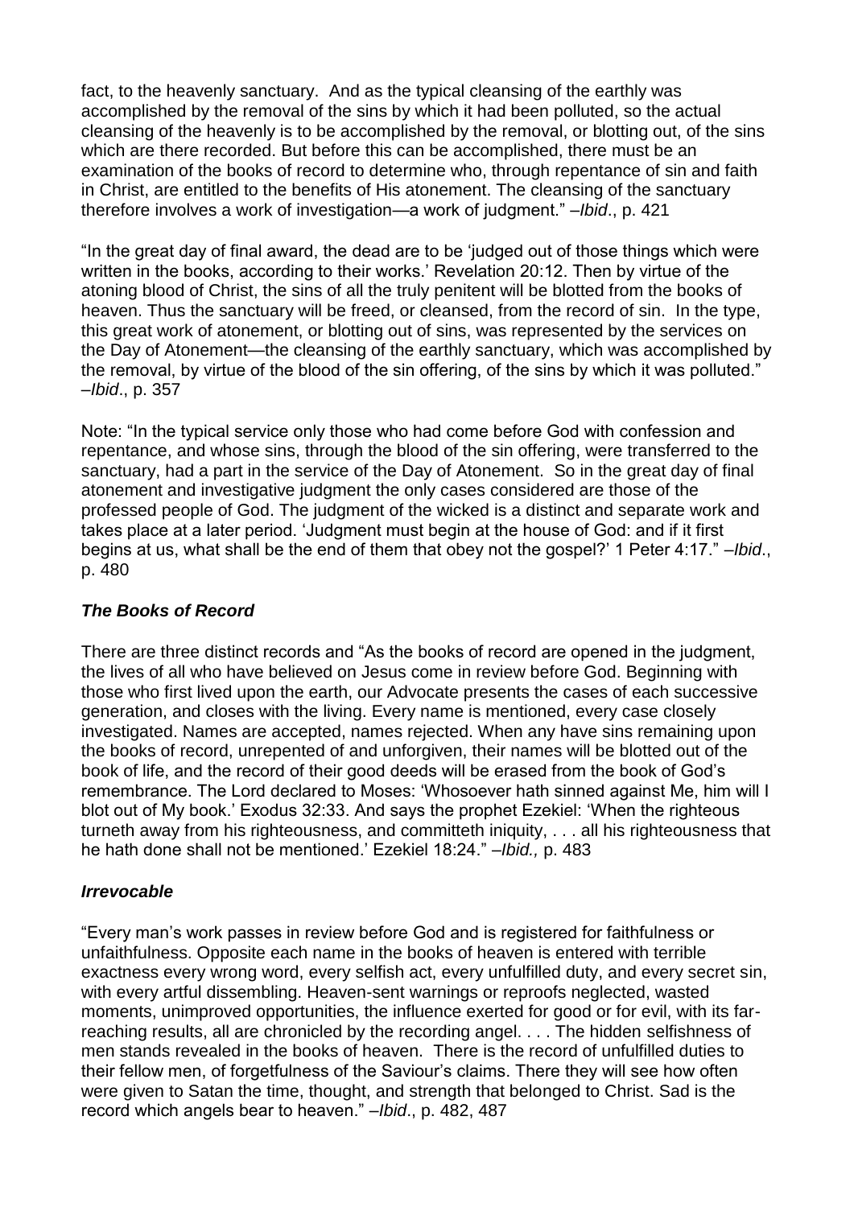fact, to the heavenly sanctuary. And as the typical cleansing of the earthly was accomplished by the removal of the sins by which it had been polluted, so the actual cleansing of the heavenly is to be accomplished by the removal, or blotting out, of the sins which are there recorded. But before this can be accomplished, there must be an examination of the books of record to determine who, through repentance of sin and faith in Christ, are entitled to the benefits of His atonement. The cleansing of the sanctuary therefore involves a work of investigation—a work of judgment." –*Ibid*., p. 421

"In the great day of final award, the dead are to be 'judged out of those things which were written in the books, according to their works.' Revelation 20:12. Then by virtue of the atoning blood of Christ, the sins of all the truly penitent will be blotted from the books of heaven. Thus the sanctuary will be freed, or cleansed, from the record of sin. In the type, this great work of atonement, or blotting out of sins, was represented by the services on the Day of Atonement—the cleansing of the earthly sanctuary, which was accomplished by the removal, by virtue of the blood of the sin offering, of the sins by which it was polluted." –*Ibid*., p. 357

Note: "In the typical service only those who had come before God with confession and repentance, and whose sins, through the blood of the sin offering, were transferred to the sanctuary, had a part in the service of the Day of Atonement. So in the great day of final atonement and investigative judgment the only cases considered are those of the professed people of God. The judgment of the wicked is a distinct and separate work and takes place at a later period. 'Judgment must begin at the house of God: and if it first begins at us, what shall be the end of them that obey not the gospel?' 1 Peter 4:17." –*Ibid*., p. 480

### *The Books of Record*

There are three distinct records and "As the books of record are opened in the judgment, the lives of all who have believed on Jesus come in review before God. Beginning with those who first lived upon the earth, our Advocate presents the cases of each successive generation, and closes with the living. Every name is mentioned, every case closely investigated. Names are accepted, names rejected. When any have sins remaining upon the books of record, unrepented of and unforgiven, their names will be blotted out of the book of life, and the record of their good deeds will be erased from the book of God's remembrance. The Lord declared to Moses: 'Whosoever hath sinned against Me, him will I blot out of My book.' Exodus 32:33. And says the prophet Ezekiel: 'When the righteous turneth away from his righteousness, and committeth iniquity, . . . all his righteousness that he hath done shall not be mentioned.' Ezekiel 18:24." –*Ibid.,* p. 483

### *Irrevocable*

"Every man's work passes in review before God and is registered for faithfulness or unfaithfulness. Opposite each name in the books of heaven is entered with terrible exactness every wrong word, every selfish act, every unfulfilled duty, and every secret sin, with every artful dissembling. Heaven-sent warnings or reproofs neglected, wasted moments, unimproved opportunities, the influence exerted for good or for evil, with its far-reaching results, all are chronicled by the recording angel. . . . The hidden selfishness of men stands revealed in the books of heaven. There is the record of unfulfilled duties to their fellow men, of forgetfulness of the Saviour's claims. There they will see how often were given to Satan the time, thought, and strength that belonged to Christ. Sad is the record which angels bear to heaven." –*Ibid*., p. 482, 487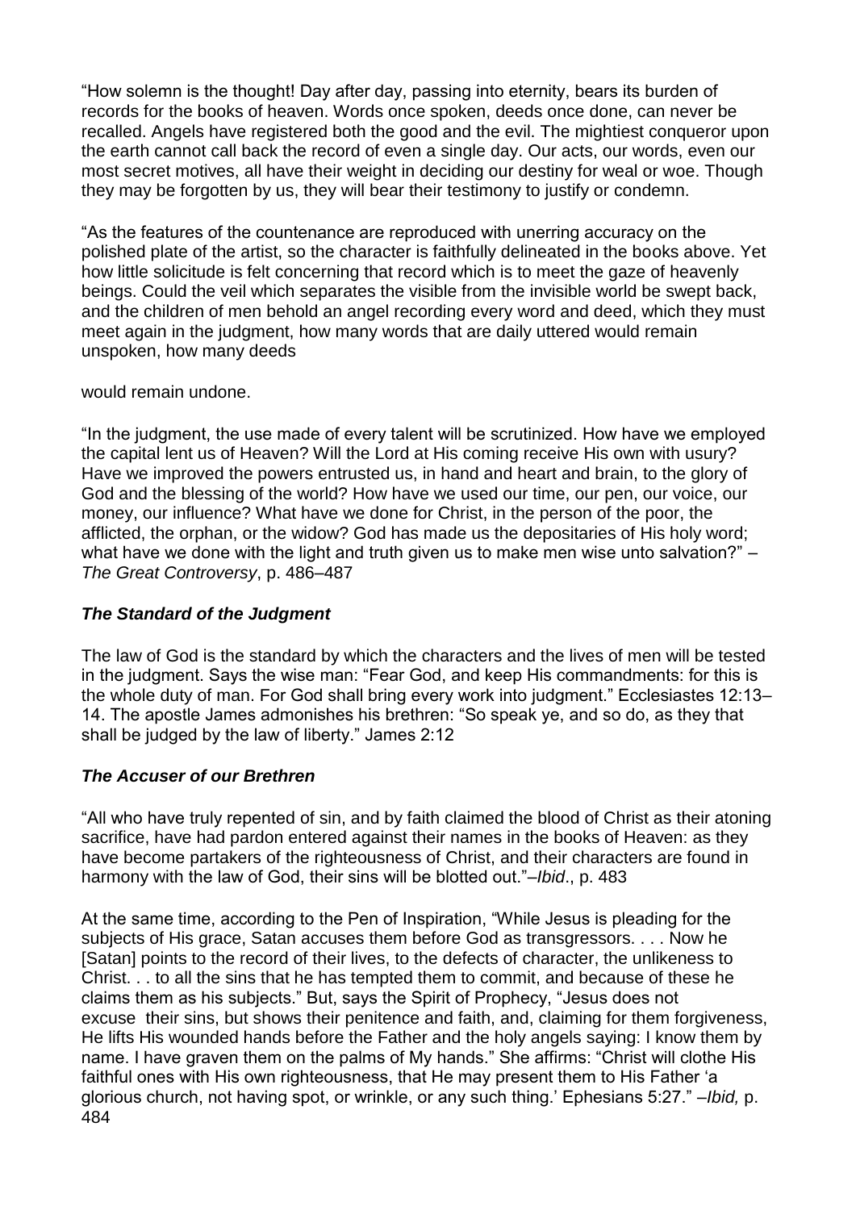"How solemn is the thought! Day after day, passing into eternity, bears its burden of records for the books of heaven. Words once spoken, deeds once done, can never be recalled. Angels have registered both the good and the evil. The mightiest conqueror upon the earth cannot call back the record of even a single day. Our acts, our words, even our most secret motives, all have their weight in deciding our destiny for weal or woe. Though they may be forgotten by us, they will bear their testimony to justify or condemn.

"As the features of the countenance are reproduced with unerring accuracy on the polished plate of the artist, so the character is faithfully delineated in the books above. Yet how little solicitude is felt concerning that record which is to meet the gaze of heavenly beings. Could the veil which separates the visible from the invisible world be swept back, and the children of men behold an angel recording every word and deed, which they must meet again in the judgment, how many words that are daily uttered would remain unspoken, how many deeds would remain undone.

"In the judgment, the use made of every talent will be scrutinized. How have we employed the capital lent us of Heaven? Will the Lord at His coming receive His own with usury? Have we improved the powers entrusted us, in hand and heart and brain, to the glory of God and the blessing of the world? How have we used our time, our pen, our voice, our money, our influence? What have we done for Christ, in the person of the poor, the afflicted, the orphan, or the widow? God has made us the depositaries of His holy word; what have we done with the light and truth given us to make men wise unto salvation?" – *The Great Controversy*, p. 486–487

### *The Standard of the Judgment*

The law of God is the standard by which the characters and the lives of men will be tested in the judgment. Says the wise man: "Fear God, and keep His commandments: for this is the whole duty of man. For God shall bring every work into judgment." Ecclesiastes 12:13–14. The apostle James admonishes his brethren: "So speak ye, and so do, as they that shall be judged by the law of liberty." James 2:12

### *The Accuser of our Brethren*

"All who have truly repented of sin, and by faith claimed the blood of Christ as their atoning sacrifice, have had pardon entered against their names in the books of Heaven: as they have become partakers of the righteousness of Christ, and their characters are found in harmony with the law of God, their sins will be blotted out."–*Ibid*., p. 483

At the same time, according to the Pen of Inspiration, "While Jesus is pleading for the subjects of His grace, Satan accuses them before God as transgressors. . . . Now he [Satan] points to the record of their lives, to the defects of character, the unlikeness to Christ. . . to all the sins that he has tempted them to commit, and because of these he claims them as his subjects." But, says the Spirit of Prophecy, "Jesus does not excuse their sins, but shows their penitence and faith, and, claiming for them forgiveness, He lifts His wounded hands before the Father and the holy angels saying: I know them by name. I have graven them on the palms of My hands." She affirms: "Christ will clothe His faithful ones with His own righteousness, that He may present them to His Father 'a glorious church, not having spot, or wrinkle, or any such thing.' Ephesians 5:27." –*Ibid,* p. 484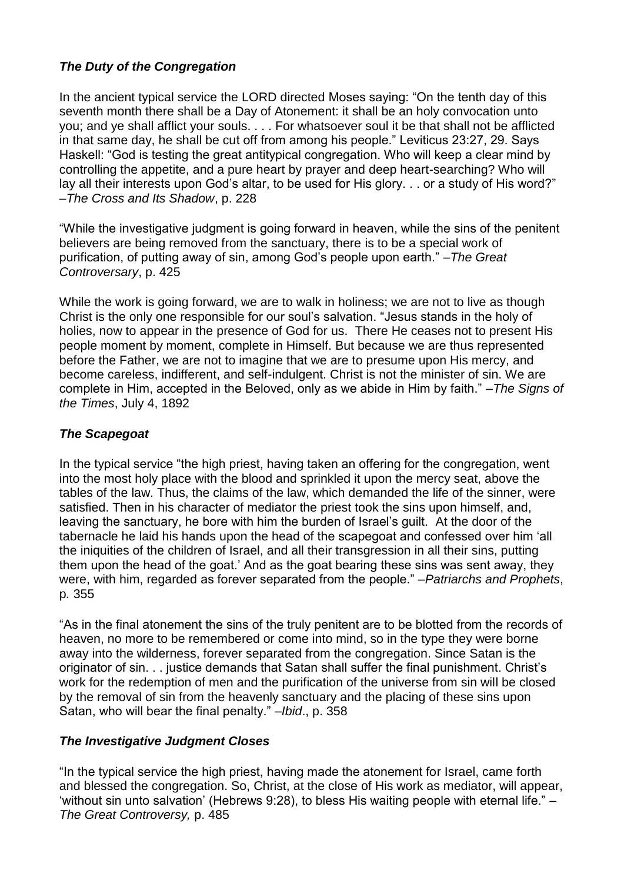### *The Duty of the Congregation*

In the ancient typical service the LORD directed Moses saying: "On the tenth day of this seventh month there shall be a Day of Atonement: it shall be an holy convocation unto you; and ye shall afflict your souls. . . . For whatsoever soul it be that shall not be afflicted in that same day, he shall be cut off from among his people." Leviticus 23:27, 29. Says Haskell: "God is testing the great antitypical congregation. Who will keep a clear mind by controlling the appetite, and a pure heart by prayer and deep heart-searching? Who will lay all their interests upon God's altar, to be used for His glory. . . or a study of His word?" –*The Cross and Its Shadow*, p. 228

"While the investigative judgment is going forward in heaven, while the sins of the penitent believers are being removed from the sanctuary, there is to be a special work of purification, of putting away of sin, among God's people upon earth." –*The Great Controversary*, p. 425

While the work is going forward, we are to walk in holiness; we are not to live as though Christ is the only one responsible for our soul's salvation. "Jesus stands in the holy of holies, now to appear in the presence of God for us. There He ceases not to present His people moment by moment, complete in Himself. But because we are thus represented before the Father, we are not to imagine that we are to presume upon His mercy, and become careless, indifferent, and self-indulgent. Christ is not the minister of sin. We are complete in Him, accepted in the Beloved, only as we abide in Him by faith." –*The Signs of the Times*, July 4, 1892

### *The Scapegoat*

In the typical service "the high priest, having taken an offering for the congregation, went into the most holy place with the blood and sprinkled it upon the mercy seat, above the tables of the law. Thus, the claims of the law, which demanded the life of the sinner, were satisfied. Then in his character of mediator the priest took the sins upon himself, and, leaving the sanctuary, he bore with him the burden of Israel's guilt. At the door of the tabernacle he laid his hands upon the head of the scapegoat and confessed over him 'all the iniquities of the children of Israel, and all their transgression in all their sins, putting them upon the head of the goat.' And as the goat bearing these sins was sent away, they were, with him, regarded as forever separated from the people." –*Patriarchs and Prophets*, p. 355

"As in the final atonement the sins of the truly penitent are to be blotted from the records of heaven, no more to be remembered or come into mind, so in the type they were borne away into the wilderness, forever separated from the congregation. Since Satan is the originator of sin. . . justice demands that Satan shall suffer the final punishment. Christ's work for the redemption of men and the purification of the universe from sin will be closed by the removal of sin from the heavenly sanctuary and the placing of these sins upon Satan, who will bear the final penalty." –*Ibid*., p. 358

### *The Investigative Judgment Closes*

"In the typical service the high priest, having made the atonement for Israel, came forth and blessed the congregation. So, Christ, at the close of His work as mediator, will appear, 'without sin unto salvation' (Hebrews 9:28), to bless His waiting people with eternal life." –*The Great Controversy,* p. 485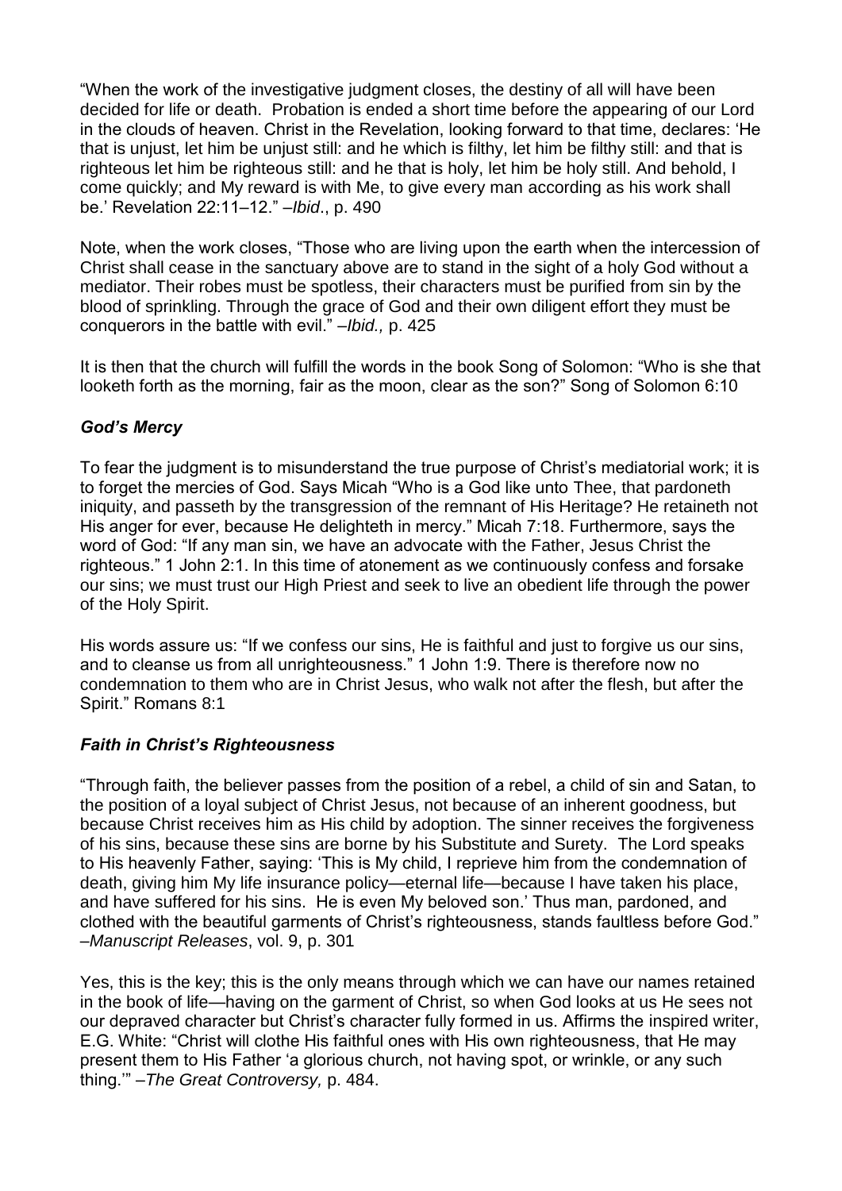"When the work of the investigative judgment closes, the destiny of all will have been decided for life or death. Probation is ended a short time before the appearing of our Lord in the clouds of heaven. Christ in the Revelation, looking forward to that time, declares: 'He that is unjust, let him be unjust still: and he which is filthy, let him be filthy still: and that is righteous let him be righteous still: and he that is holy, let him be holy still. And behold, I come quickly; and My reward is with Me, to give every man according as his work shall be.' Revelation 22:11–12." –*Ibid*., p. 490

Note, when the work closes, "Those who are living upon the earth when the intercession of Christ shall cease in the sanctuary above are to stand in the sight of a holy God without a mediator. Their robes must be spotless, their characters must be purified from sin by the blood of sprinkling. Through the grace of God and their own diligent effort they must be conquerors in the battle with evil." –*Ibid.,* p. 425

It is then that the church will fulfill the words in the book Song of Solomon: "Who is she that looketh forth as the morning, fair as the moon, clear as the son?" Song of Solomon 6:10

### *God's Mercy*

To fear the judgment is to misunderstand the true purpose of Christ's mediatorial work; it is to forget the mercies of God. Says Micah "Who is a God like unto Thee, that pardoneth iniquity, and passeth by the transgression of the remnant of His Heritage? He retaineth not His anger for ever, because He delighteth in mercy." Micah 7:18. Furthermore, says the word of God: "If any man sin, we have an advocate with the Father, Jesus Christ the righteous." 1 John 2:1. In this time of atonement as we continuously confess and forsake our sins; we must trust our High Priest and seek to live an obedient life through the power of the Holy Spirit.

His words assure us: "If we confess our sins, He is faithful and just to forgive us our sins, and to cleanse us from all unrighteousness." 1 John 1:9. There is therefore now no condemnation to them who are in Christ Jesus, who walk not after the flesh, but after the Spirit." Romans 8:1

### *Faith in Christ's Righteousness*

"Through faith, the believer passes from the position of a rebel, a child of sin and Satan, to the position of a loyal subject of Christ Jesus, not because of an inherent goodness, but because Christ receives him as His child by adoption. The sinner receives the forgiveness of his sins, because these sins are borne by his Substitute and Surety. The Lord speaks to His heavenly Father, saying: 'This is My child, I reprieve him from the condemnation of death, giving him My life insurance policy—eternal life—because I have taken his place, and have suffered for his sins. He is even My beloved son.' Thus man, pardoned, and clothed with the beautiful garments of Christ's righteousness, stands faultless before God." –*Manuscript Releases*, vol. 9, p. 301

Yes, this is the key; this is the only means through which we can have our names retained in the book of life—having on the garment of Christ, so when God looks at us He sees not our depraved character but Christ's character fully formed in us. Affirms the inspired writer, E.G. White: "Christ will clothe His faithful ones with His own righteousness, that He may present them to His Father 'a glorious church, not having spot, or wrinkle, or any such thing.'" –*The Great Controversy,* p. 484.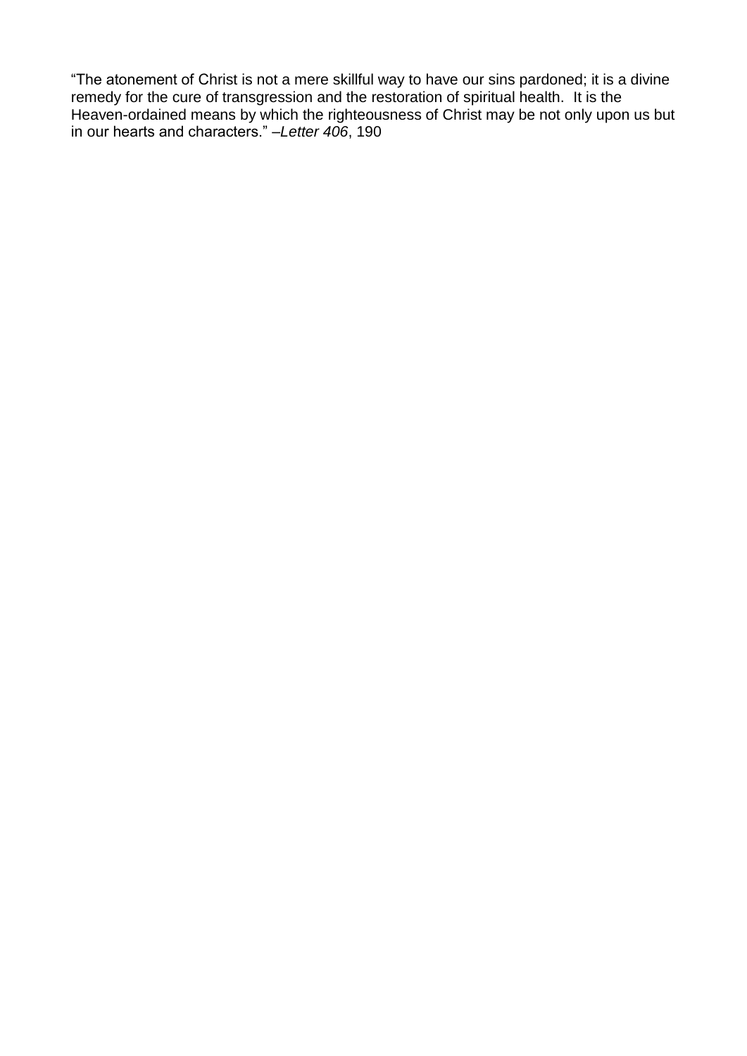“The atonement of Christ is not a mere skillful way to have our sins pardoned; it is a divine remedy for the cure of transgression and the restoration of spiritual health. It is the Heaven-ordained means by which the righteousness of Christ may be not only upon us but in our hearts and characters.” –*Letter 406*, 190